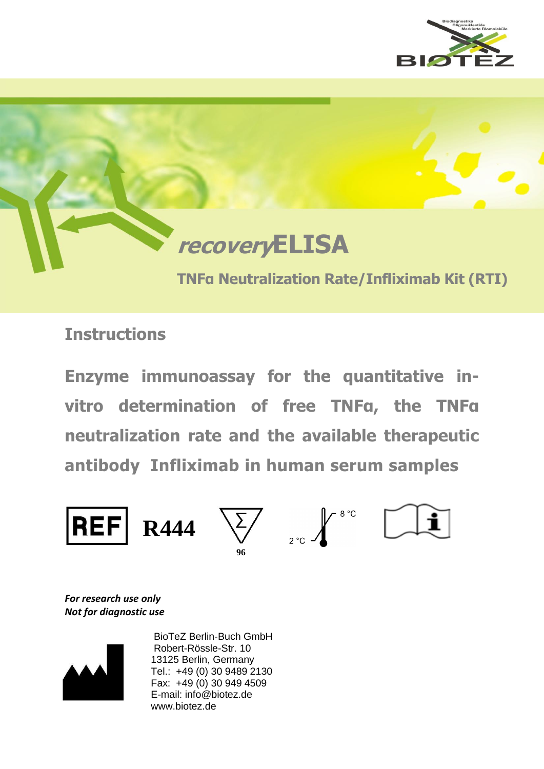# *recovery*ELISA

## TNFα Neutralization Rate/Infliximab Kit (RTI)

### Instructions

**Enzyme immunoassay for the quantitative in-vitro determination of free TNFα, the TNFα neutralization rate and the available therapeutic antibody Infliximab in human serum samples**

REF R444

96

2 °C – 8 °C

***For research use only***
***Not for diagnostic use***

BioTeZ Berlin-Buch GmbH
Robert-Rössle-Str. 10
13125 Berlin, Germany
Tel.: +49 (0) 30 9489 2130
Fax: +49 (0) 30 949 4509
E-mail: info@biotez.de
www.biotez.de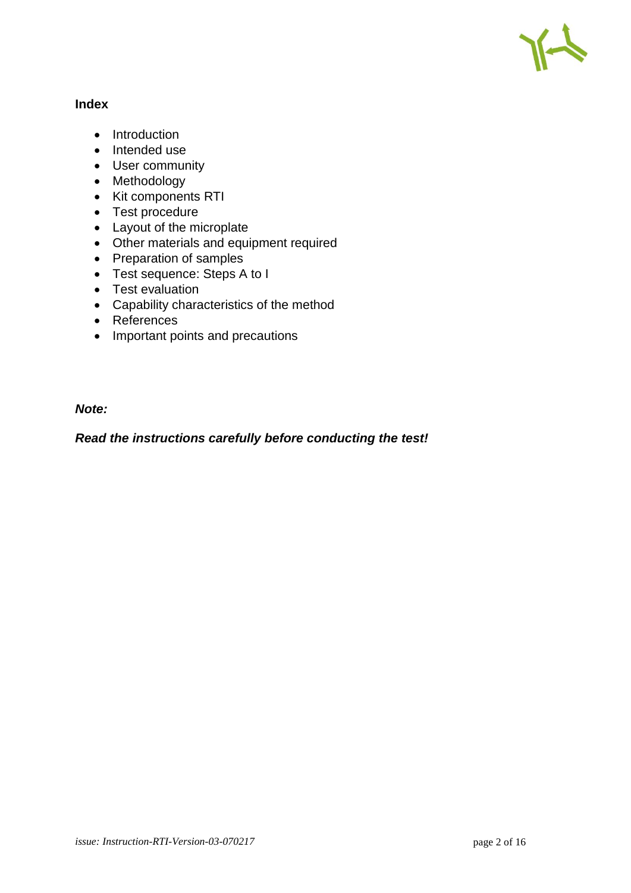**Index**

- Introduction
- Intended use
- User community
- Methodology
- Kit components RTI
- Test procedure
- Layout of the microplate
- Other materials and equipment required
- Preparation of samples
- Test sequence: Steps A to I
- Test evaluation
- Capability characteristics of the method
- References
- Important points and precautions

***Note:***

***Read the instructions carefully before conducting the test!***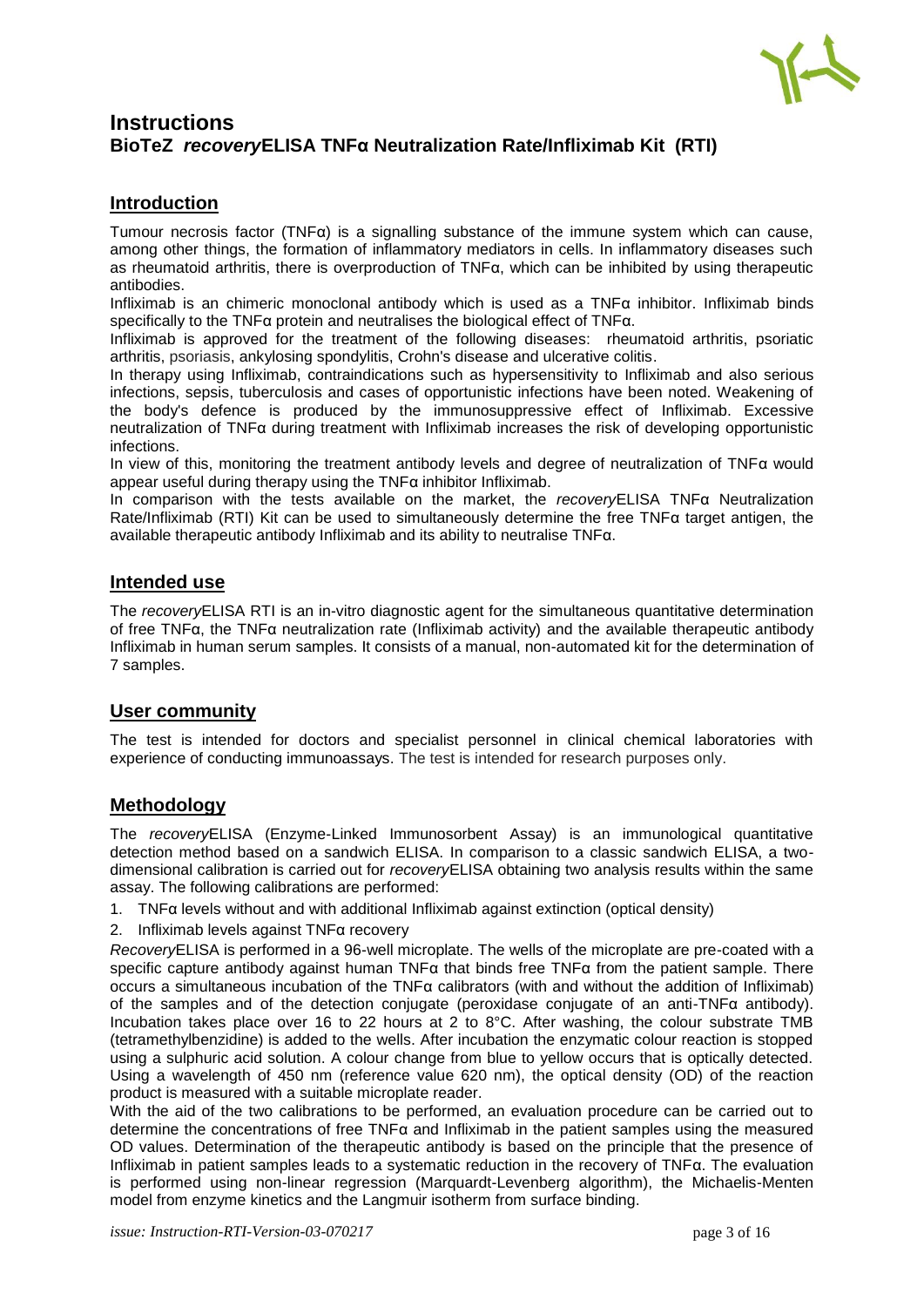# Instructions

## BioTeZ *recovery*ELISA TNFα Neutralization Rate/Infliximab Kit (RTI)

## Introduction

Tumour necrosis factor (TNFα) is a signalling substance of the immune system which can cause, among other things, the formation of inflammatory mediators in cells. In inflammatory diseases such as rheumatoid arthritis, there is overproduction of TNFα, which can be inhibited by using therapeutic antibodies.

Infliximab is an chimeric monoclonal antibody which is used as a TNFα inhibitor. Infliximab binds specifically to the TNFα protein and neutralises the biological effect of TNFα.

Infliximab is approved for the treatment of the following diseases: rheumatoid arthritis, psoriatic arthritis, psoriasis, ankylosing spondylitis, Crohn's disease and ulcerative colitis.

In therapy using Infliximab, contraindications such as hypersensitivity to Infliximab and also serious infections, sepsis, tuberculosis and cases of opportunistic infections have been noted. Weakening of the body's defence is produced by the immunosuppressive effect of Infliximab. Excessive neutralization of TNFα during treatment with Infliximab increases the risk of developing opportunistic infections.

In view of this, monitoring the treatment antibody levels and degree of neutralization of TNFα would appear useful during therapy using the TNFα inhibitor Infliximab.

In comparison with the tests available on the market, the *recovery*ELISA TNFα Neutralization Rate/Infliximab (RTI) Kit can be used to simultaneously determine the free TNFα target antigen, the available therapeutic antibody Infliximab and its ability to neutralise TNFα.

## Intended use

The *recovery*ELISA RTI is an in-vitro diagnostic agent for the simultaneous quantitative determination of free TNFα, the TNFα neutralization rate (Infliximab activity) and the available therapeutic antibody Infliximab in human serum samples. It consists of a manual, non-automated kit for the determination of 7 samples.

## User community

The test is intended for doctors and specialist personnel in clinical chemical laboratories with experience of conducting immunoassays. The test is intended for research purposes only.

## Methodology

The *recovery*ELISA (Enzyme-Linked Immunosorbent Assay) is an immunological quantitative detection method based on a sandwich ELISA. In comparison to a classic sandwich ELISA, a two-dimensional calibration is carried out for *recovery*ELISA obtaining two analysis results within the same assay. The following calibrations are performed:

1. TNFα levels without and with additional Infliximab against extinction (optical density)
2. Infliximab levels against TNFα recovery

*Recovery*ELISA is performed in a 96-well microplate. The wells of the microplate are pre-coated with a specific capture antibody against human TNFα that binds free TNFα from the patient sample. There occurs a simultaneous incubation of the TNFα calibrators (with and without the addition of Infliximab) of the samples and of the detection conjugate (peroxidase conjugate of an anti-TNFα antibody). Incubation takes place over 16 to 22 hours at 2 to 8°C. After washing, the colour substrate TMB (tetramethylbenzidine) is added to the wells. After incubation the enzymatic colour reaction is stopped using a sulphuric acid solution. A colour change from blue to yellow occurs that is optically detected. Using a wavelength of 450 nm (reference wave 620 nm), the optical density (OD) of the reaction product is measured with a suitable microplate reader.

With the aid of the two calibrations to be performed, an evaluation procedure can be carried out to determine the concentrations of free TNFα and Infliximab in the patient samples using the measured OD values. Determination of the therapeutic antibody is based on the principle that the presence of Infliximab in patient samples leads to a systematic reduction in the recovery of TNFα. The evaluation is performed using non-linear regression (Marquardt-Levenberg algorithm), the Michaelis-Menten model from enzyme kinetics and the Langmuir isotherm from surface binding.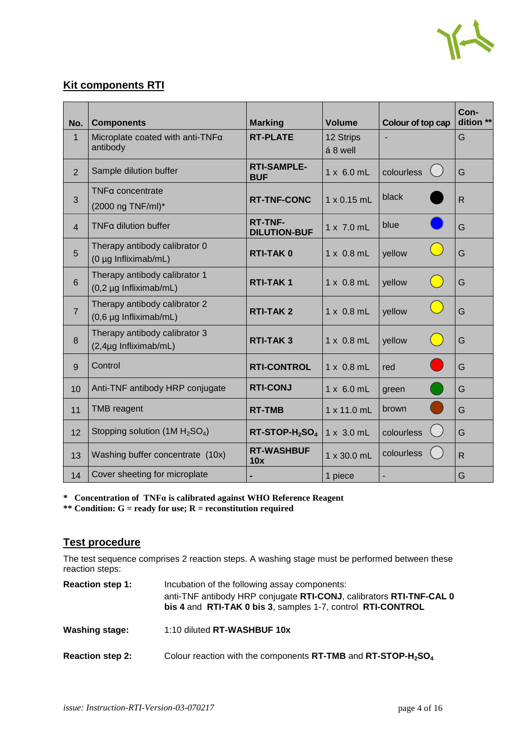## Kit components RTI

| No. | Components | Marking | Volume | Colour of top cap | Condition ** |
|---|---|---|---|---|---|
| 1 | Microplate coated with anti-TNFα antibody | **RT-PLATE** | 12 Strips á 8 well | - | G |
| 2 | Sample dilution buffer | **RTI-SAMPLE-BUF** | 1 x 6.0 mL | colourless | G |
| 3 | TNFα concentrate (2000 ng TNF/ml)* | **RT-TNF-CONC** | 1 x 0.15 mL | black | R |
| 4 | TNFα dilution buffer | **RT-TNF-DILUTION-BUF** | 1 x 7.0 mL | blue | G |
| 5 | Therapy antibody calibrator 0 (0 µg Infliximab/mL) | **RTI-TAK 0** | 1 x 0.8 mL | yellow | G |
| 6 | Therapy antibody calibrator 1 (0,2 µg Infliximab/mL) | **RTI-TAK 1** | 1 x 0.8 mL | yellow | G |
| 7 | Therapy antibody calibrator 2 (0,6 µg Infliximab/mL) | **RTI-TAK 2** | 1 x 0.8 mL | yellow | G |
| 8 | Therapy antibody calibrator 3 (2,4µg Infliximab/mL) | **RTI-TAK 3** | 1 x 0.8 mL | yellow | G |
| 9 | Control | **RTI-CONTROL** | 1 x 0.8 mL | red | G |
| 10 | Anti-TNF antibody HRP conjugate | **RTI-CONJ** | 1 x 6.0 mL | green | G |
| 11 | TMB reagent | **RT-TMB** | 1 x 11.0 mL | brown | G |
| 12 | Stopping solution (1M $H_2SO_4$) | **RT-STOP-$H_2SO_4$** | 1 x 3.0 mL | colourless | G |
| 13 | Washing buffer concentrate (10x) | **RT-WASHBUF 10x** | 1 x 30.0 mL | colourless | R |
| 14 | Cover sheeting for microplate | - | 1 piece | - | G |

**\* Concentration of TNFα is calibrated against WHO Reference Reagent**
**\*\* Condition: G = ready for use; R = reconstitution required**

## Test procedure

The test sequence comprises 2 reaction steps. A washing stage must be performed between these reaction steps:

**Reaction step 1:** Incubation of the following assay components:
anti-TNF antibody HRP conjugate **RTI-CONJ**, calibrators **RTI-TNF-CAL 0 bis 4** and **RTI-TAK 0 bis 3**, samples 1-7, control **RTI-CONTROL**

**Washing stage:** 1:10 diluted **RT-WASHBUF 10x**

**Reaction step 2:** Colour reaction with the components **RT-TMB** and **RT-STOP-$H_2SO_4$**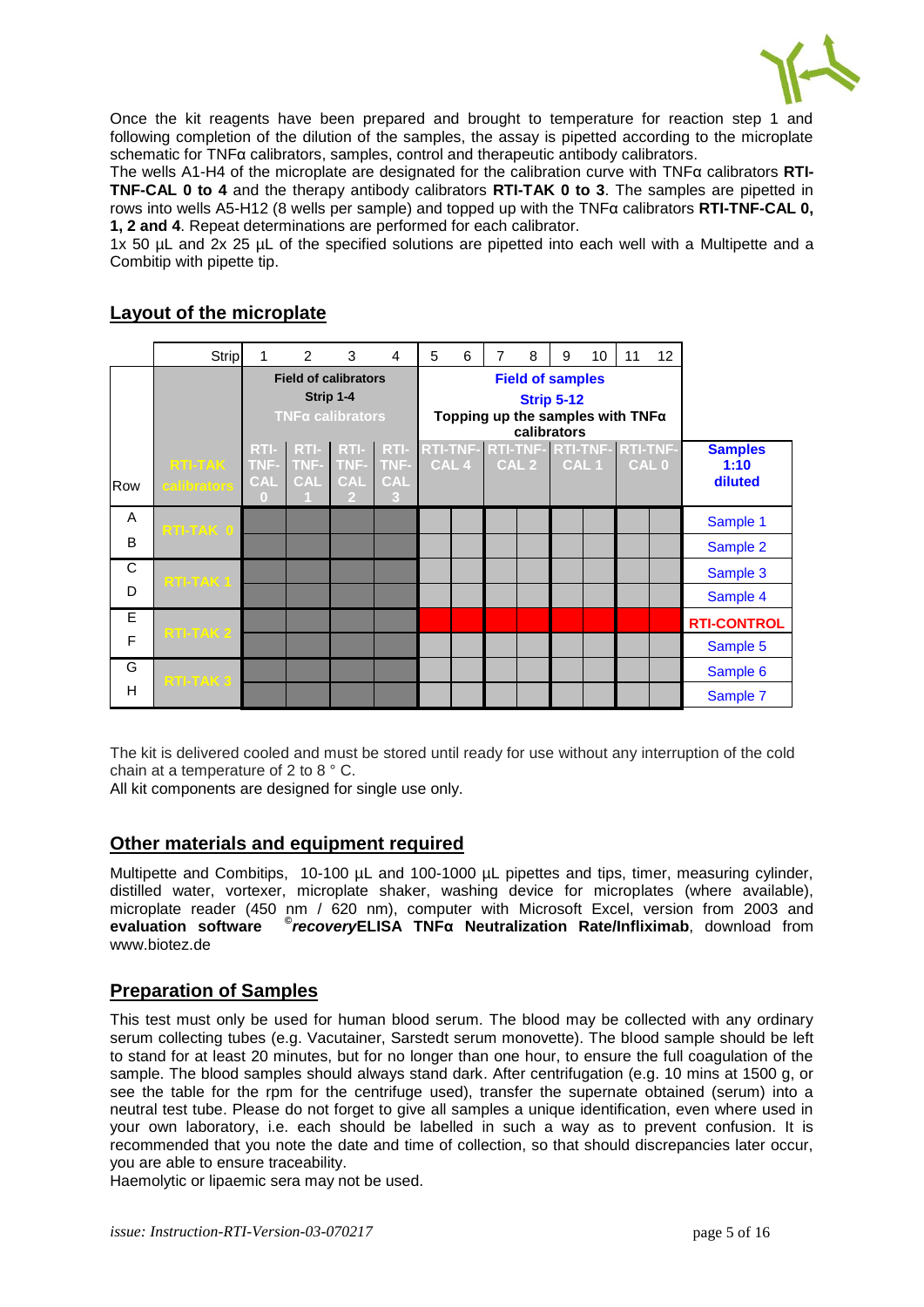Once the kit reagents have been prepared and brought to temperature for reaction step 1 and following completion of the dilution of the samples, the assay is pipetted according to the microplate schematic for TNFα calibrators, samples, control and therapeutic antibody calibrators.
The wells A1-H4 of the microplate are designated for the calibration curve with TNFα calibrators **RTI-TNF-CAL 0 to 4** and the therapy antibody calibrators **RTI-TAK 0 to 3**. The samples are pipetted in rows into wells A5-H12 (8 wells per sample) and topped up with the TNFα calibrators **RTI-TNF-CAL 0, 1, 2 and 4**. Repeat determinations are performed for each calibrator.
1x 50 µL and 2x 25 µL of the specified solutions are pipetted into each well with a Multipette and a Combitip with pipette tip.

## Layout of the microplate

| Row | Strip | 1 | 2 | 3 | 4 | 5 | 6 | 7 | 8 | 9 | 10 | 11 | 12 | Samples 1:10 diluted |
|---|---|---|---|---|---|---|---|---|---|---|---|---|---|---|
| | | **Field of calibrators** Strip 1-4 TNFα calibrators | | | | **Field of samples** Strip 5-12 Topping up the samples with TNFα calibrators | | | | | | | | |
| | RTI-TAK calibrators | RTI-TNF-CAL 0 | RTI-TNF-CAL 1 | RTI-TNF-CAL 2 | RTI-TNF-CAL 3 | RTI-TNF-CAL 4 | | RTI-TNF-CAL 2 | | RTI-TNF-CAL 1 | | RTI-TNF-CAL 0 | | |
| A | RTI-TAK 0 | | | | | | | | | | | | | Sample 1 |
| B | | | | | | | | | | | | | | Sample 2 |
| C | RTI-TAK 1 | | | | | | | | | | | | | Sample 3 |
| D | | | | | | | | | | | | | | Sample 4 |
| E | RTI-TAK 2 | | | | | | | | | | | | | RTI-CONTROL |
| F | | | | | | | | | | | | | | Sample 5 |
| G | RTI-TAK 3 | | | | | | | | | | | | | Sample 6 |
| H | | | | | | | | | | | | | | Sample 7 |

The kit is delivered cooled and must be stored until ready for use without any interruption of the cold chain at a temperature of 2 to 8 ° C.
All kit components are designed for single use only.

## Other materials and equipment required

Multipette and Combitips, 10-100 µL and 100-1000 µL pipettes and tips, timer, measuring cylinder, distilled water, vortexer, microplate shaker, washing device for microplates (where available), microplate reader (450 nm / 620 nm), computer with Microsoft Excel, version from 2003 and **evaluation software ©*recovery*ELISA TNFα Neutralization Rate/Infliximab**, download from www.biotez.de

## Preparation of Samples

This test must only be used for human blood serum. The blood may be collected with any ordinary serum collecting tubes (e.g. Vacutainer, Sarstedt serum monovette). The blood sample should be left to stand for at least 20 minutes, but for no longer than one hour, to ensure the full coagulation of the sample. The blood samples should always stand dark. After centrifugation (e.g. 10 mins at 1500 g, or see the table for the rpm for the centrifuge used), transfer the supernate obtained (serum) into a neutral test tube. Please do not forget to give all samples a unique identification, even where used in your own laboratory, i.e. each should be labelled in such a way as to prevent confusion. It is recommended that you note the date and time of collection, so that should discrepancies later occur, you are able to ensure traceability.
Haemolytic or lipaemic sera may not be used.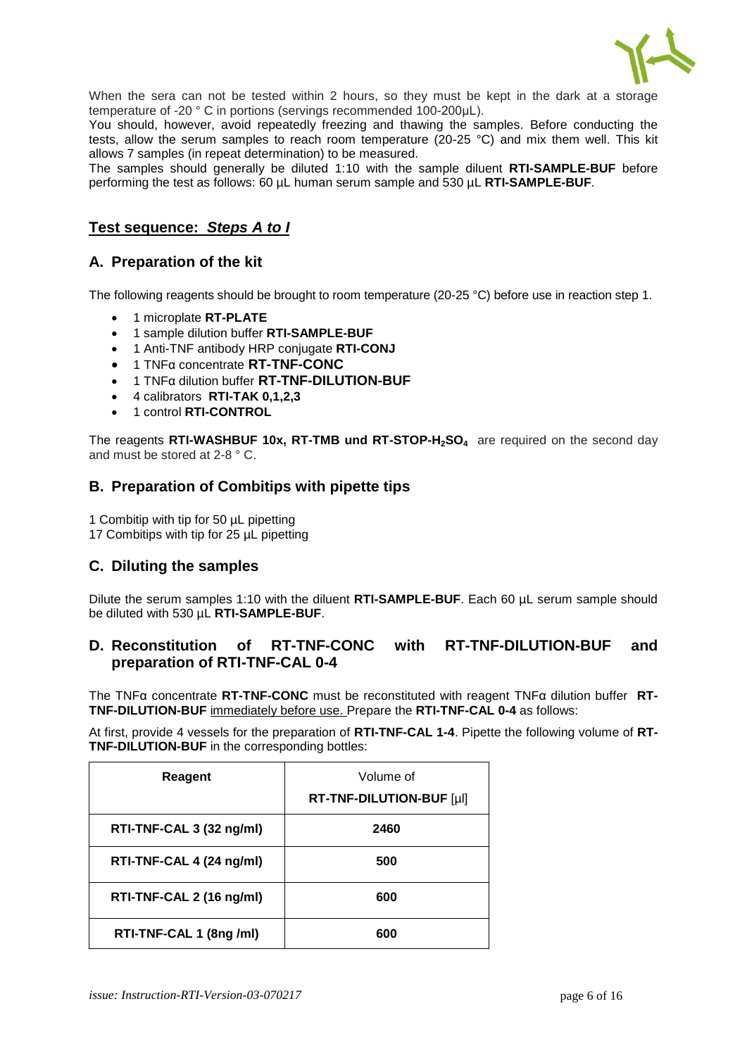When the sera can not be tested within 2 hours, so they must be kept in the dark at a storage temperature of -20 ° C in portions (servings recommended 100-200µL).

You should, however, avoid repeatedly freezing and thawing the samples. Before conducting the tests, allow the serum samples to reach room temperature (20-25 °C) and mix them well. This kit allows 7 samples (in repeat determination) to be measured.

The samples should generally be diluted 1:10 with the sample diluent **RTI-SAMPLE-BUF** before performing the test as follows: 60 µL human serum sample and 530 µL **RTI-SAMPLE-BUF**.

## Test sequence: *Steps A to I*

### A. Preparation of the kit

The following reagents should be brought to room temperature (20-25 °C) before use in reaction step 1.

- 1 microplate **RT-PLATE**
- 1 sample dilution buffer **RTI-SAMPLE-BUF**
- 1 Anti-TNF antibody HRP conjugate **RTI-CONJ**
- 1 TNFα concentrate **RT-TNF-CONC**
- 1 TNFα dilution buffer **RT-TNF-DILUTION-BUF**
- 4 calibrators **RTI-TAK 0,1,2,3**
- 1 control **RTI-CONTROL**

The reagents **RTI-WASHBUF 10x, RT-TMB und RT-STOP-$H_2SO_4$** are required on the second day and must be stored at 2-8 ° C.

### B. Preparation of Combitips with pipette tips

1 Combitip with tip for 50 µL pipetting
17 Combitips with tip for 25 µL pipetting

### C. Diluting the samples

Dilute the serum samples 1:10 with the diluent **RTI-SAMPLE-BUF**. Each 60 µL serum sample should be diluted with 530 µL **RTI-SAMPLE-BUF**.

### D. Reconstitution of RT-TNF-CONC with RT-TNF-DILUTION-BUF and preparation of RTI-TNF-CAL 0-4

The TNFα concentrate **RT-TNF-CONC** must be reconstituted with reagent TNFα dilution buffer **RT-TNF-DILUTION-BUF** immediately before use. Prepare the **RTI-TNF-CAL 0-4** as follows:

At first, provide 4 vessels for the preparation of **RTI-TNF-CAL 1-4**. Pipette the following volume of **RT-TNF-DILUTION-BUF** in the corresponding bottles:

| Reagent | Volume of **RT-TNF-DILUTION-BUF** [µl] |
|---|---|
| **RTI-TNF-CAL 3 (32 ng/ml)** | **2460** |
| **RTI-TNF-CAL 4 (24 ng/ml)** | **500** |
| **RTI-TNF-CAL 2 (16 ng/ml)** | **600** |
| **RTI-TNF-CAL 1 (8ng /ml)** | **600** |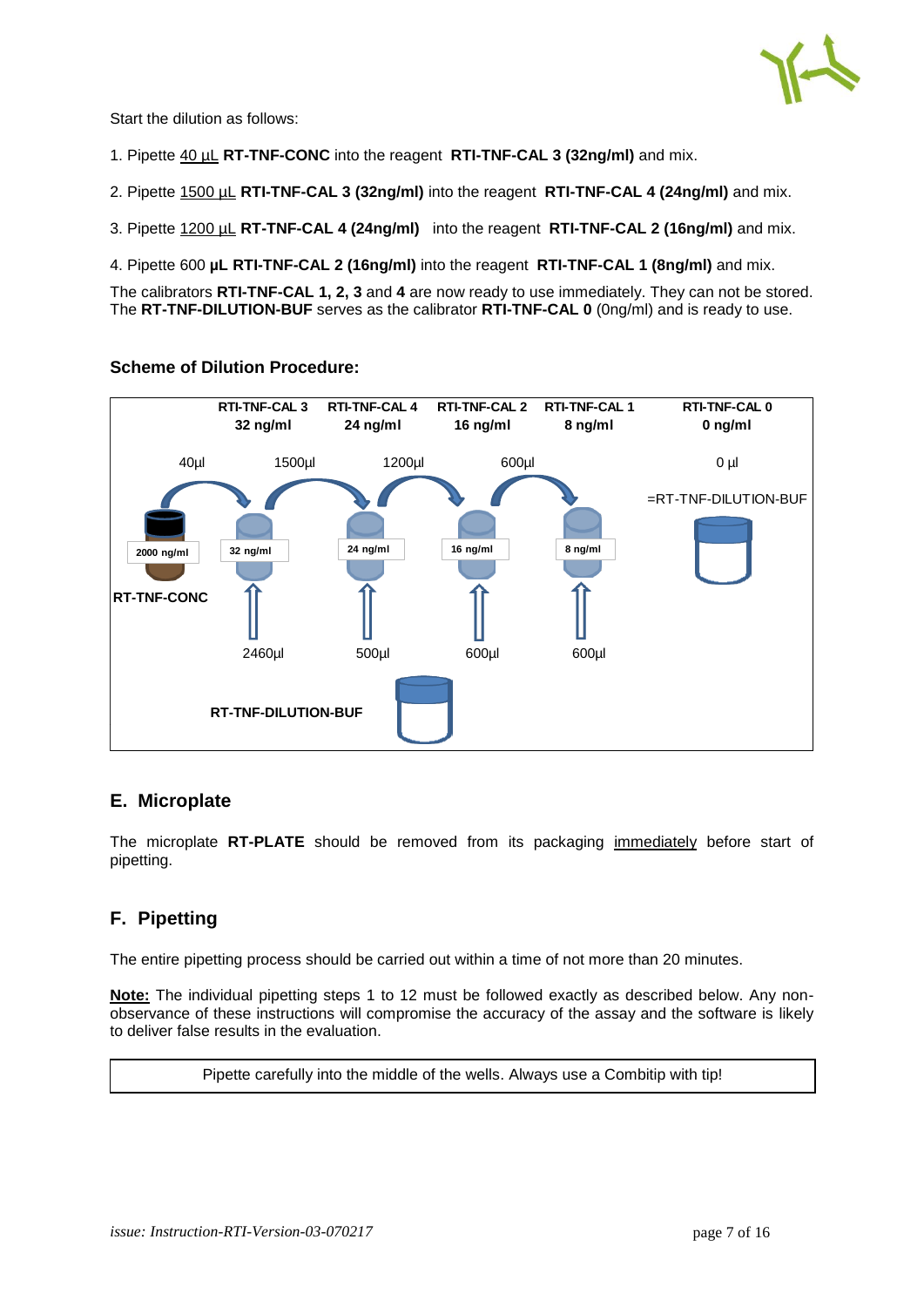Start the dilution as follows:

1. Pipette 40 µL **RT-TNF-CONC** into the reagent **RTI-TNF-CAL 3 (32ng/ml)** and mix.

2. Pipette 1500 µL **RTI-TNF-CAL 3 (32ng/ml)** into the reagent **RTI-TNF-CAL 4 (24ng/ml)** and mix.

3. Pipette 1200 µL **RTI-TNF-CAL 4 (24ng/ml)** into the reagent **RTI-TNF-CAL 2 (16ng/ml)** and mix.

4. Pipette 600 **µL RTI-TNF-CAL 2 (16ng/ml)** into the reagent **RTI-TNF-CAL 1 (8ng/ml)** and mix.

The calibrators **RTI-TNF-CAL 1, 2, 3** and **4** are now ready to use immediately. They can not be stored. The **RT-TNF-DILUTION-BUF** serves as the calibrator **RTI-TNF-CAL 0** (0ng/ml) and is ready to use.

**Scheme of Dilution Procedure:**

| | RTI-TNF-CAL 3 32 ng/ml | RTI-TNF-CAL 4 24 ng/ml | RTI-TNF-CAL 2 16 ng/ml | RTI-TNF-CAL 1 8 ng/ml | RTI-TNF-CAL 0 0 ng/ml |
|---|---|---|---|---|---|
| Transfer volume | 40µl (from RT-TNF-CONC, 2000 ng/ml) | 1500µl | 1200µl | 600µl | 0 µl (=RT-TNF-DILUTION-BUF) |
| RT-TNF-DILUTION-BUF | 2460µl | 500µl | 600µl | 600µl | |

## E. Microplate

The microplate **RT-PLATE** should be removed from its packaging immediately before start of pipetting.

## F. Pipetting

The entire pipetting process should be carried out within a time of not more than 20 minutes.

**Note:** The individual pipetting steps 1 to 12 must be followed exactly as described below. Any non-observance of these instructions will compromise the accuracy of the assay and the software is likely to deliver false results in the evaluation.

Pipette carefully into the middle of the wells. Always use a Combitip with tip!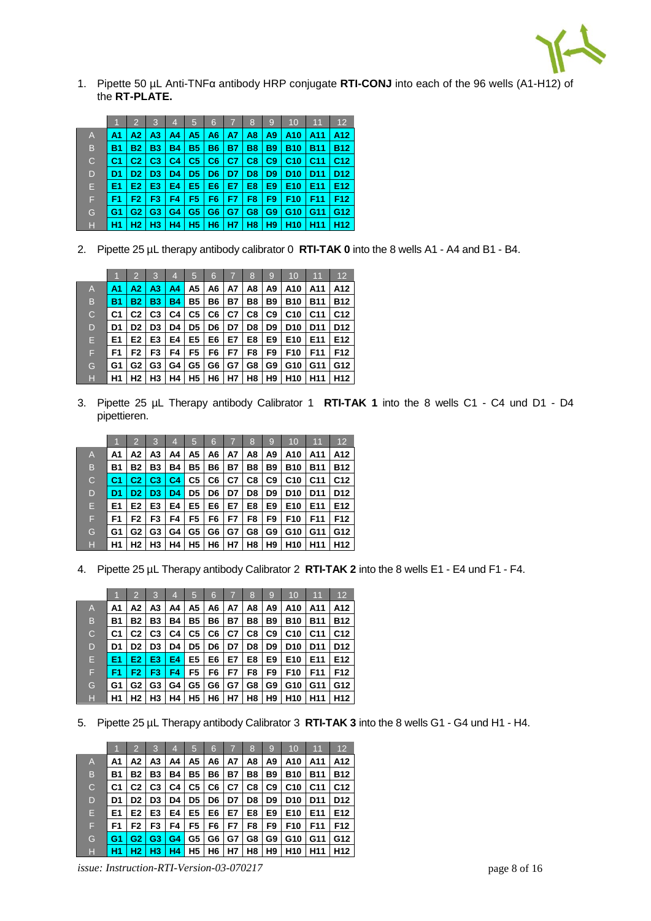1. Pipette 50 µL Anti-TNFα antibody HRP conjugate **RTI-CONJ** into each of the 96 wells (A1-H12) of the **RT-PLATE.**

| | 1 | 2 | 3 | 4 | 5 | 6 | 7 | 8 | 9 | 10 | 11 | 12 |
|---|---|---|---|---|---|---|---|---|---|---|---|---|
| A | A1 | A2 | A3 | A4 | A5 | A6 | A7 | A8 | A9 | A10 | A11 | A12 |
| B | B1 | B2 | B3 | B4 | B5 | B6 | B7 | B8 | B9 | B10 | B11 | B12 |
| C | C1 | C2 | C3 | C4 | C5 | C6 | C7 | C8 | C9 | C10 | C11 | C12 |
| D | D1 | D2 | D3 | D4 | D5 | D6 | D7 | D8 | D9 | D10 | D11 | D12 |
| E | E1 | E2 | E3 | E4 | E5 | E6 | E7 | E8 | E9 | E10 | E11 | E12 |
| F | F1 | F2 | F3 | F4 | F5 | F6 | F7 | F8 | F9 | F10 | F11 | F12 |
| G | G1 | G2 | G3 | G4 | G5 | G6 | G7 | G8 | G9 | G10 | G11 | G12 |
| H | H1 | H2 | H3 | H4 | H5 | H6 | H7 | H8 | H9 | H10 | H11 | H12 |

2. Pipette 25 µL therapy antibody calibrator 0 **RTI-TAK 0** into the 8 wells A1 - A4 and B1 - B4.

| | 1 | 2 | 3 | 4 | 5 | 6 | 7 | 8 | 9 | 10 | 11 | 12 |
|---|---|---|---|---|---|---|---|---|---|---|---|---|
| A | A1 | A2 | A3 | A4 | A5 | A6 | A7 | A8 | A9 | A10 | A11 | A12 |
| B | B1 | B2 | B3 | B4 | B5 | B6 | B7 | B8 | B9 | B10 | B11 | B12 |
| C | C1 | C2 | C3 | C4 | C5 | C6 | C7 | C8 | C9 | C10 | C11 | C12 |
| D | D1 | D2 | D3 | D4 | D5 | D6 | D7 | D8 | D9 | D10 | D11 | D12 |
| E | E1 | E2 | E3 | E4 | E5 | E6 | E7 | E8 | E9 | E10 | E11 | E12 |
| F | F1 | F2 | F3 | F4 | F5 | F6 | F7 | F8 | F9 | F10 | F11 | F12 |
| G | G1 | G2 | G3 | G4 | G5 | G6 | G7 | G8 | G9 | G10 | G11 | G12 |
| H | H1 | H2 | H3 | H4 | H5 | H6 | H7 | H8 | H9 | H10 | H11 | H12 |

3. Pipette 25 µL Therapy antibody Calibrator 1 **RTI-TAK 1** into the 8 wells C1 - C4 und D1 - D4 pipettieren.

| | 1 | 2 | 3 | 4 | 5 | 6 | 7 | 8 | 9 | 10 | 11 | 12 |
|---|---|---|---|---|---|---|---|---|---|---|---|---|
| A | A1 | A2 | A3 | A4 | A5 | A6 | A7 | A8 | A9 | A10 | A11 | A12 |
| B | B1 | B2 | B3 | B4 | B5 | B6 | B7 | B8 | B9 | B10 | B11 | B12 |
| C | C1 | C2 | C3 | C4 | C5 | C6 | C7 | C8 | C9 | C10 | C11 | C12 |
| D | D1 | D2 | D3 | D4 | D5 | D6 | D7 | D8 | D9 | D10 | D11 | D12 |
| E | E1 | E2 | E3 | E4 | E5 | E6 | E7 | E8 | E9 | E10 | E11 | E12 |
| F | F1 | F2 | F3 | F4 | F5 | F6 | F7 | F8 | F9 | F10 | F11 | F12 |
| G | G1 | G2 | G3 | G4 | G5 | G6 | G7 | G8 | G9 | G10 | G11 | G12 |
| H | H1 | H2 | H3 | H4 | H5 | H6 | H7 | H8 | H9 | H10 | H11 | H12 |

4. Pipette 25 µL Therapy antibody Calibrator 2 **RTI-TAK 2** into the 8 wells E1 - E4 und F1 - F4.

| | 1 | 2 | 3 | 4 | 5 | 6 | 7 | 8 | 9 | 10 | 11 | 12 |
|---|---|---|---|---|---|---|---|---|---|---|---|---|
| A | A1 | A2 | A3 | A4 | A5 | A6 | A7 | A8 | A9 | A10 | A11 | A12 |
| B | B1 | B2 | B3 | B4 | B5 | B6 | B7 | B8 | B9 | B10 | B11 | B12 |
| C | C1 | C2 | C3 | C4 | C5 | C6 | C7 | C8 | C9 | C10 | C11 | C12 |
| D | D1 | D2 | D3 | D4 | D5 | D6 | D7 | D8 | D9 | D10 | D11 | D12 |
| E | E1 | E2 | E3 | E4 | E5 | E6 | E7 | E8 | E9 | E10 | E11 | E12 |
| F | F1 | F2 | F3 | F4 | F5 | F6 | F7 | F8 | F9 | F10 | F11 | F12 |
| G | G1 | G2 | G3 | G4 | G5 | G6 | G7 | G8 | G9 | G10 | G11 | G12 |
| H | H1 | H2 | H3 | H4 | H5 | H6 | H7 | H8 | H9 | H10 | H11 | H12 |

5. Pipette 25 µL Therapy antibody Calibrator 3 **RTI-TAK 3** into the 8 wells G1 - G4 und H1 - H4.

| | 1 | 2 | 3 | 4 | 5 | 6 | 7 | 8 | 9 | 10 | 11 | 12 |
|---|---|---|---|---|---|---|---|---|---|---|---|---|
| A | A1 | A2 | A3 | A4 | A5 | A6 | A7 | A8 | A9 | A10 | A11 | A12 |
| B | B1 | B2 | B3 | B4 | B5 | B6 | B7 | B8 | B9 | B10 | B11 | B12 |
| C | C1 | C2 | C3 | C4 | C5 | C6 | C7 | C8 | C9 | C10 | C11 | C12 |
| D | D1 | D2 | D3 | D4 | D5 | D6 | D7 | D8 | D9 | D10 | D11 | D12 |
| E | E1 | E2 | E3 | E4 | E5 | E6 | E7 | E8 | E9 | E10 | E11 | E12 |
| F | F1 | F2 | F3 | F4 | F5 | F6 | F7 | F8 | F9 | F10 | F11 | F12 |
| G | G1 | G2 | G3 | G4 | G5 | G6 | G7 | G8 | G9 | G10 | G11 | G12 |
| H | H1 | H2 | H3 | H4 | H5 | H6 | H7 | H8 | H9 | H10 | H11 | H12 |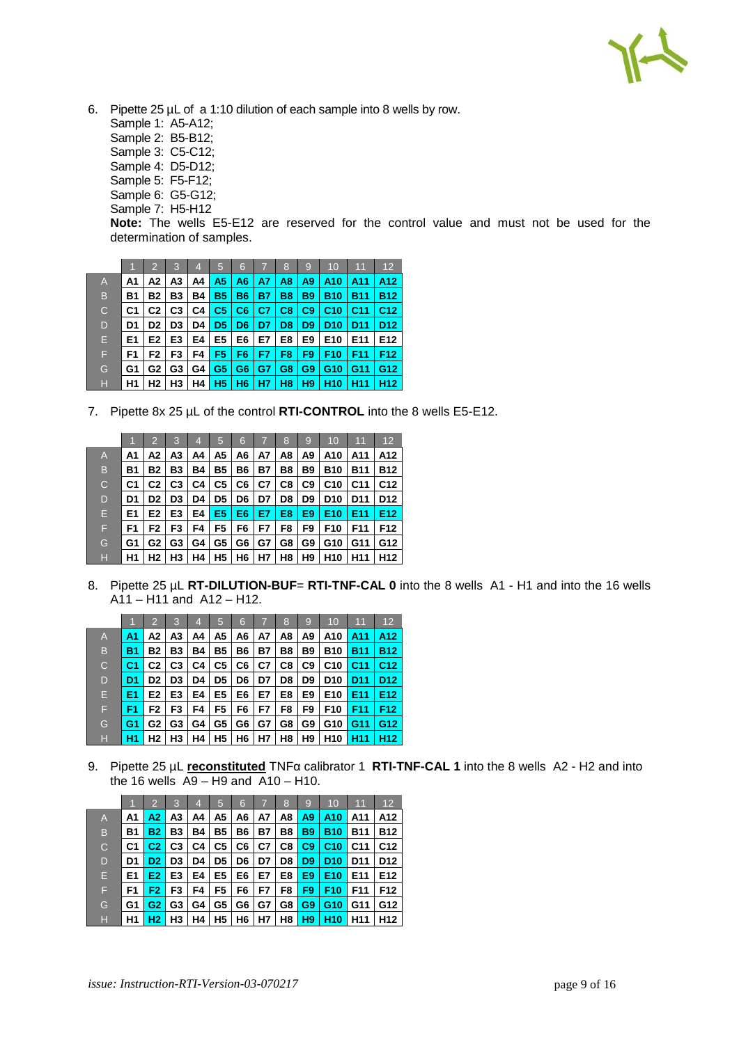6. Pipette 25 µL of a 1:10 dilution of each sample into 8 wells by row.
   Sample 1: A5-A12;
   Sample 2: B5-B12;
   Sample 3: C5-C12;
   Sample 4: D5-D12;
   Sample 5: F5-F12;
   Sample 6: G5-G12;
   Sample 7: H5-H12
   **Note:** The wells E5-E12 are reserved for the control value and must not be used for the determination of samples.

| | 1 | 2 | 3 | 4 | 5 | 6 | 7 | 8 | 9 | 10 | 11 | 12 |
|---|---|---|---|---|---|---|---|---|---|---|---|---|
| A | A1 | A2 | A3 | A4 | A5 | A6 | A7 | A8 | A9 | A10 | A11 | A12 |
| B | B1 | B2 | B3 | B4 | B5 | B6 | B7 | B8 | B9 | B10 | B11 | B12 |
| C | C1 | C2 | C3 | C4 | C5 | C6 | C7 | C8 | C9 | C10 | C11 | C12 |
| D | D1 | D2 | D3 | D4 | D5 | D6 | D7 | D8 | D9 | D10 | D11 | D12 |
| E | E1 | E2 | E3 | E4 | E5 | E6 | E7 | E8 | E9 | E10 | E11 | E12 |
| F | F1 | F2 | F3 | F4 | F5 | F6 | F7 | F8 | F9 | F10 | F11 | F12 |
| G | G1 | G2 | G3 | G4 | G5 | G6 | G7 | G8 | G9 | G10 | G11 | G12 |
| H | H1 | H2 | H3 | H4 | H5 | H6 | H7 | H8 | H9 | H10 | H11 | H12 |

7. Pipette 8x 25 µL of the control **RTI-CONTROL** into the 8 wells E5-E12.

| | 1 | 2 | 3 | 4 | 5 | 6 | 7 | 8 | 9 | 10 | 11 | 12 |
|---|---|---|---|---|---|---|---|---|---|---|---|---|
| A | A1 | A2 | A3 | A4 | A5 | A6 | A7 | A8 | A9 | A10 | A11 | A12 |
| B | B1 | B2 | B3 | B4 | B5 | B6 | B7 | B8 | B9 | B10 | B11 | B12 |
| C | C1 | C2 | C3 | C4 | C5 | C6 | C7 | C8 | C9 | C10 | C11 | C12 |
| D | D1 | D2 | D3 | D4 | D5 | D6 | D7 | D8 | D9 | D10 | D11 | D12 |
| E | E1 | E2 | E3 | E4 | E5 | E6 | E7 | E8 | E9 | E10 | E11 | E12 |
| F | F1 | F2 | F3 | F4 | F5 | F6 | F7 | F8 | F9 | F10 | F11 | F12 |
| G | G1 | G2 | G3 | G4 | G5 | G6 | G7 | G8 | G9 | G10 | G11 | G12 |
| H | H1 | H2 | H3 | H4 | H5 | H6 | H7 | H8 | H9 | H10 | H11 | H12 |

8. Pipette 25 µL **RT-DILUTION-BUF**= **RTI-TNF-CAL 0** into the 8 wells A1 - H1 and into the 16 wells A11 – H11 and A12 – H12.

| | 1 | 2 | 3 | 4 | 5 | 6 | 7 | 8 | 9 | 10 | 11 | 12 |
|---|---|---|---|---|---|---|---|---|---|---|---|---|
| A | A1 | A2 | A3 | A4 | A5 | A6 | A7 | A8 | A9 | A10 | A11 | A12 |
| B | B1 | B2 | B3 | B4 | B5 | B6 | B7 | B8 | B9 | B10 | B11 | B12 |
| C | C1 | C2 | C3 | C4 | C5 | C6 | C7 | C8 | C9 | C10 | C11 | C12 |
| D | D1 | D2 | D3 | D4 | D5 | D6 | D7 | D8 | D9 | D10 | D11 | D12 |
| E | E1 | E2 | E3 | E4 | E5 | E6 | E7 | E8 | E9 | E10 | E11 | E12 |
| F | F1 | F2 | F3 | F4 | F5 | F6 | F7 | F8 | F9 | F10 | F11 | F12 |
| G | G1 | G2 | G3 | G4 | G5 | G6 | G7 | G8 | G9 | G10 | G11 | G12 |
| H | H1 | H2 | H3 | H4 | H5 | H6 | H7 | H8 | H9 | H10 | H11 | H12 |

9. Pipette 25 µL **reconstituted** TNFα calibrator 1 **RTI-TNF-CAL 1** into the 8 wells A2 - H2 and into the 16 wells A9 – H9 and A10 – H10.

| | 1 | 2 | 3 | 4 | 5 | 6 | 7 | 8 | 9 | 10 | 11 | 12 |
|---|---|---|---|---|---|---|---|---|---|---|---|---|
| A | A1 | A2 | A3 | A4 | A5 | A6 | A7 | A8 | A9 | A10 | A11 | A12 |
| B | B1 | B2 | B3 | B4 | B5 | B6 | B7 | B8 | B9 | B10 | B11 | B12 |
| C | C1 | C2 | C3 | C4 | C5 | C6 | C7 | C8 | C9 | C10 | C11 | C12 |
| D | D1 | D2 | D3 | D4 | D5 | D6 | D7 | D8 | D9 | D10 | D11 | D12 |
| E | E1 | E2 | E3 | E4 | E5 | E6 | E7 | E8 | E9 | E10 | E11 | E12 |
| F | F1 | F2 | F3 | F4 | F5 | F6 | F7 | F8 | F9 | F10 | F11 | F12 |
| G | G1 | G2 | G3 | G4 | G5 | G6 | G7 | G8 | G9 | G10 | G11 | G12 |
| H | H1 | H2 | H3 | H4 | H5 | H6 | H7 | H8 | H9 | H10 | H11 | H12 |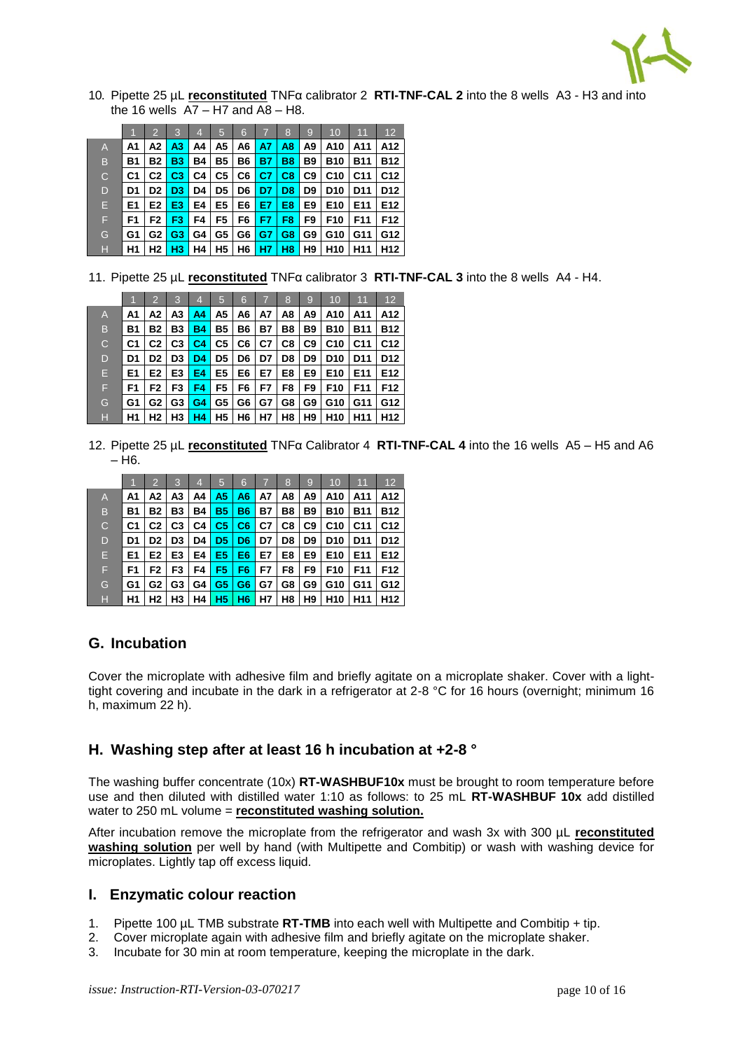10. Pipette 25 µL **reconstituted** TNFα calibrator 2 **RTI-TNF-CAL 2** into the 8 wells A3 - H3 and into the 16 wells A7 – H7 and A8 – H8.

| | 1 | 2 | 3 | 4 | 5 | 6 | 7 | 8 | 9 | 10 | 11 | 12 |
|---|---|---|---|---|---|---|---|---|---|---|---|---|
| A | A1 | A2 | A3 | A4 | A5 | A6 | A7 | A8 | A9 | A10 | A11 | A12 |
| B | B1 | B2 | B3 | B4 | B5 | B6 | B7 | B8 | B9 | B10 | B11 | B12 |
| C | C1 | C2 | C3 | C4 | C5 | C6 | C7 | C8 | C9 | C10 | C11 | C12 |
| D | D1 | D2 | D3 | D4 | D5 | D6 | D7 | D8 | D9 | D10 | D11 | D12 |
| E | E1 | E2 | E3 | E4 | E5 | E6 | E7 | E8 | E9 | E10 | E11 | E12 |
| F | F1 | F2 | F3 | F4 | F5 | F6 | F7 | F8 | F9 | F10 | F11 | F12 |
| G | G1 | G2 | G3 | G4 | G5 | G6 | G7 | G8 | G9 | G10 | G11 | G12 |
| H | H1 | H2 | H3 | H4 | H5 | H6 | H7 | H8 | H9 | H10 | H11 | H12 |

11. Pipette 25 µL **reconstituted** TNFα calibrator 3 **RTI-TNF-CAL 3** into the 8 wells A4 - H4.

| | 1 | 2 | 3 | 4 | 5 | 6 | 7 | 8 | 9 | 10 | 11 | 12 |
|---|---|---|---|---|---|---|---|---|---|---|---|---|
| A | A1 | A2 | A3 | A4 | A5 | A6 | A7 | A8 | A9 | A10 | A11 | A12 |
| B | B1 | B2 | B3 | B4 | B5 | B6 | B7 | B8 | B9 | B10 | B11 | B12 |
| C | C1 | C2 | C3 | C4 | C5 | C6 | C7 | C8 | C9 | C10 | C11 | C12 |
| D | D1 | D2 | D3 | D4 | D5 | D6 | D7 | D8 | D9 | D10 | D11 | D12 |
| E | E1 | E2 | E3 | E4 | E5 | E6 | E7 | E8 | E9 | E10 | E11 | E12 |
| F | F1 | F2 | F3 | F4 | F5 | F6 | F7 | F8 | F9 | F10 | F11 | F12 |
| G | G1 | G2 | G3 | G4 | G5 | G6 | G7 | G8 | G9 | G10 | G11 | G12 |
| H | H1 | H2 | H3 | H4 | H5 | H6 | H7 | H8 | H9 | H10 | H11 | H12 |

12. Pipette 25 µL **reconstituted** TNFα Calibrator 4 **RTI-TNF-CAL 4** into the 16 wells A5 – H5 and A6 – H6.

| | 1 | 2 | 3 | 4 | 5 | 6 | 7 | 8 | 9 | 10 | 11 | 12 |
|---|---|---|---|---|---|---|---|---|---|---|---|---|
| A | A1 | A2 | A3 | A4 | A5 | A6 | A7 | A8 | A9 | A10 | A11 | A12 |
| B | B1 | B2 | B3 | B4 | B5 | B6 | B7 | B8 | B9 | B10 | B11 | B12 |
| C | C1 | C2 | C3 | C4 | C5 | C6 | C7 | C8 | C9 | C10 | C11 | C12 |
| D | D1 | D2 | D3 | D4 | D5 | D6 | D7 | D8 | D9 | D10 | D11 | D12 |
| E | E1 | E2 | E3 | E4 | E5 | E6 | E7 | E8 | E9 | E10 | E11 | E12 |
| F | F1 | F2 | F3 | F4 | F5 | F6 | F7 | F8 | F9 | F10 | F11 | F12 |
| G | G1 | G2 | G3 | G4 | G5 | G6 | G7 | G8 | G9 | G10 | G11 | G12 |
| H | H1 | H2 | H3 | H4 | H5 | H6 | H7 | H8 | H9 | H10 | H11 | H12 |

## G. Incubation

Cover the microplate with adhesive film and briefly agitate on a microplate shaker. Cover with a light-tight covering and incubate in the dark in a refrigerator at 2-8 °C for 16 hours (overnight; minimum 16 h, maximum 22 h).

## H. Washing step after at least 16 h incubation at +2-8 °

The washing buffer concentrate (10x) **RT-WASHBUF10x** must be brought to room temperature before use and then diluted with distilled water 1:10 as follows: to 25 mL **RT-WASHBUF 10x** add distilled water to 250 mL volume = **reconstituted washing solution.**

After incubation remove the microplate from the refrigerator and wash 3x with 300 µL **reconstituted washing solution** per well by hand (with Multipette and Combitip) or wash with washing device for microplates. Lightly tap off excess liquid.

## I. Enzymatic colour reaction

1. Pipette 100 µL TMB substrate **RT-TMB** into each well with Multipette and Combitip + tip.
2. Cover microplate again with adhesive film and briefly agitate on the microplate shaker.
3. Incubate for 30 min at room temperature, keeping the microplate in the dark.

*issue: Instruction-RTI-Version-03-070217*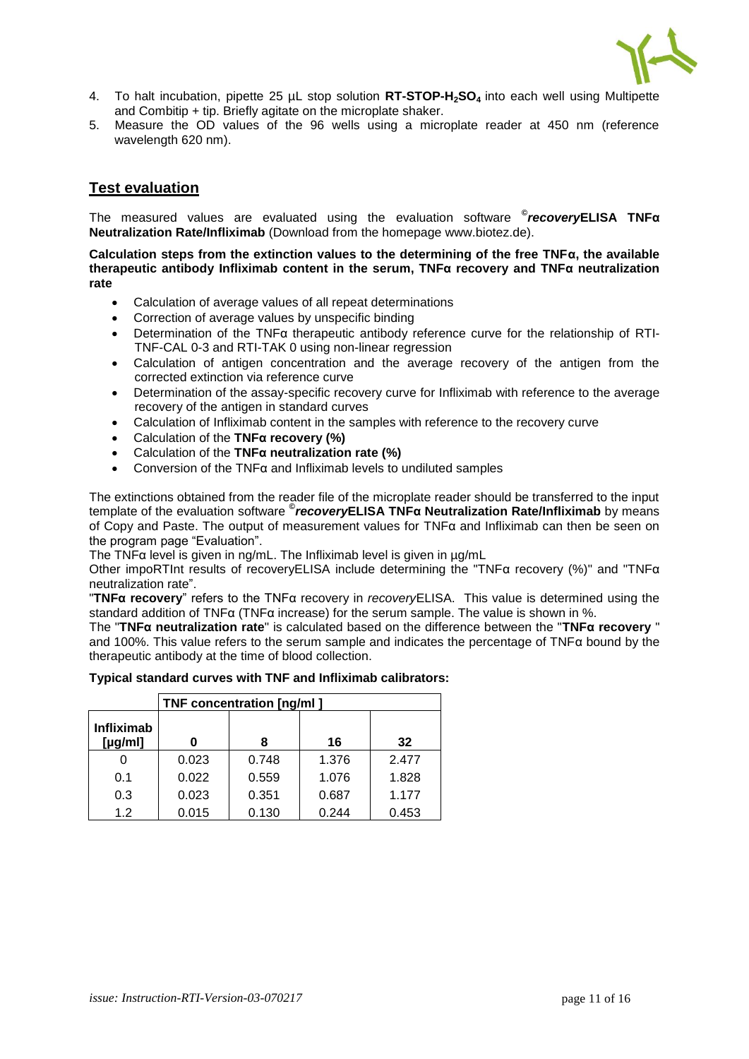4. To halt incubation, pipette 25 µL stop solution **RT-STOP-$H_2SO_4$** into each well using Multipette and Combitip + tip. Briefly agitate on the microplate shaker.
5. Measure the OD values of the 96 wells using a microplate reader at 450 nm (reference wavelength 620 nm).

## Test evaluation

The measured values are evaluated using the evaluation software ©***recovery*ELISA TNFα Neutralization Rate/Infliximab** (Download from the homepage www.biotez.de).

**Calculation steps from the extinction values to the determining of the free TNFα, the available therapeutic antibody Infliximab content in the serum, TNFα recovery and TNFα neutralization rate**

- Calculation of average values of all repeat determinations
- Correction of average values by unspecific binding
- Determination of the TNFα therapeutic antibody reference curve for the relationship of RTI-TNF-CAL 0-3 and RTI-TAK 0 using non-linear regression
- Calculation of antigen concentration and the average recovery of the antigen from the corrected extinction via reference curve
- Determination of the assay-specific recovery curve for Infliximab with reference to the average recovery of the antigen in standard curves
- Calculation of Infliximab content in the samples with reference to the recovery curve
- Calculation of the **TNFα recovery (%)**
- Calculation of the **TNFα neutralization rate (%)**
- Conversion of the TNFα and Infliximab levels to undiluted samples

The extinctions obtained from the reader file of the microplate reader should be transferred to the input template of the evaluation software ©***recovery*ELISA TNFα Neutralization Rate/Infliximab** by means of Copy and Paste. The output of measurement values for TNFα and Infliximab can then be seen on the program page "Evaluation".

The TNFα level is given in ng/mL. The Infliximab level is given in µg/mL

Other impoRTInt results of recoveryELISA include determining the "TNFα recovery (%)" and "TNFα neutralization rate".

"**TNFα recovery**" refers to the TNFα recovery in *recovery*ELISA. This value is determined using the standard addition of TNFα (TNFα increase) for the serum sample. The value is shown in %.

The "**TNFα neutralization rate**" is calculated based on the difference between the "**TNFα recovery** " and 100%. This value refers to the serum sample and indicates the percentage of TNFα bound by the therapeutic antibody at the time of blood collection.

**Typical standard curves with TNF and Infliximab calibrators:**

| | TNF concentration [ng/ml ] | | | |
|---|---|---|---|---|
| **Infliximab [µg/ml]** | **0** | **8** | **16** | **32** |
| 0 | 0.023 | 0.748 | 1.376 | 2.477 |
| 0.1 | 0.022 | 0.559 | 1.076 | 1.828 |
| 0.3 | 0.023 | 0.351 | 0.687 | 1.177 |
| 1.2 | 0.015 | 0.130 | 0.244 | 0.453 |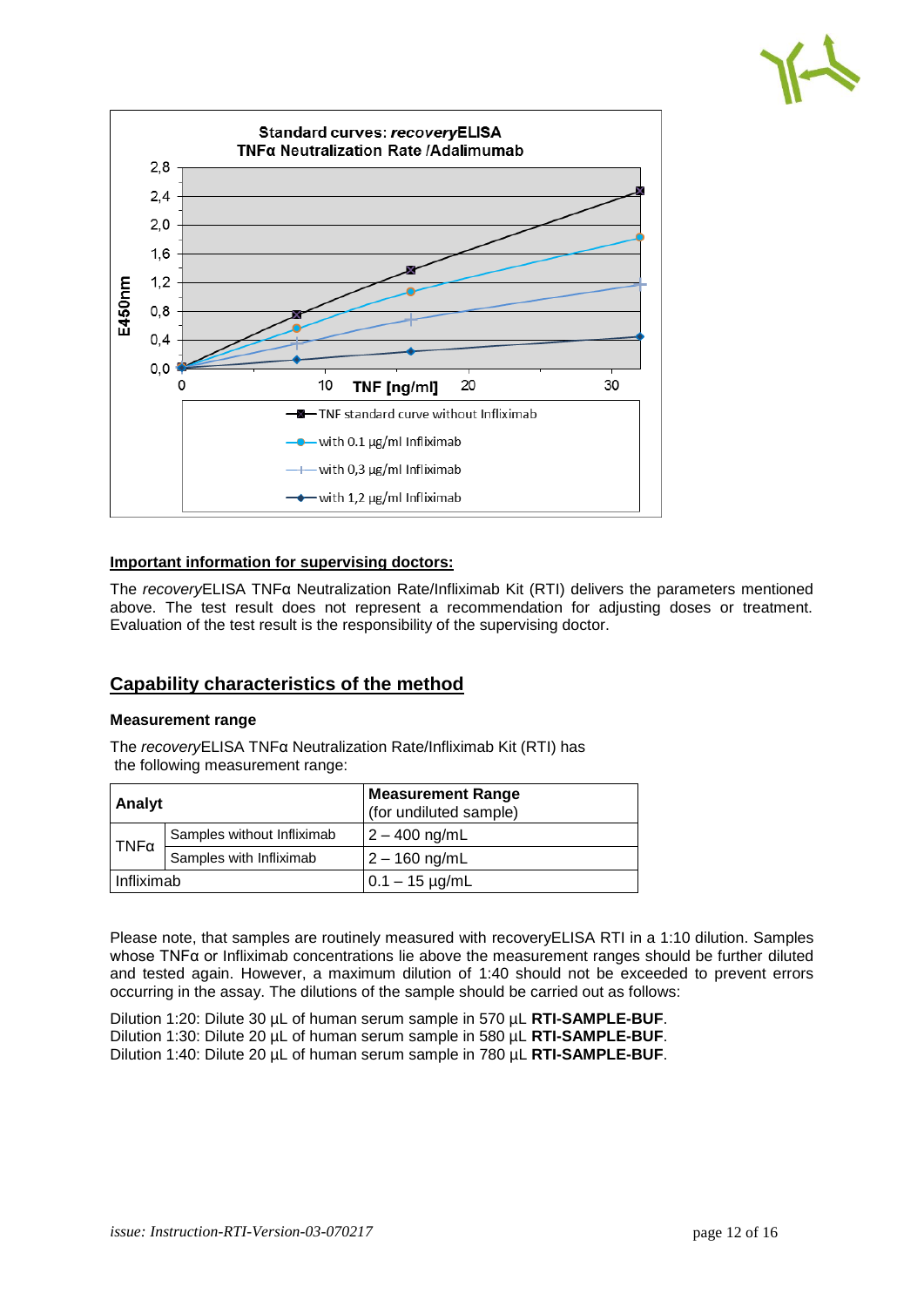Standard curves: *recovery*ELISA
TNFα Neutralization Rate /Adalimumab

E450nm

TNF [ng/ml]

- TNF standard curve without Infliximab
- with 0.1 µg/ml Infliximab
- with 0,3 µg/ml Infliximab
- with 1,2 µg/ml Infliximab

**Important information for supervising doctors:**

The *recovery*ELISA TNFα Neutralization Rate/Infliximab Kit (RTI) delivers the parameters mentioned above. The test result does not represent a recommendation for adjusting doses or treatment. Evaluation of the test result is the responsibility of the supervising doctor.

## Capability characteristics of the method

### Measurement range

The *recovery*ELISA TNFα Neutralization Rate/Infliximab Kit (RTI) has the following measurement range:

| Analyt | | Measurement Range (for undiluted sample) |
|---|---|---|
| TNFα | Samples without Infliximab | 2 – 400 ng/mL |
| | Samples with Infliximab | 2 – 160 ng/mL |
| Infliximab | | 0.1 – 15 µg/mL |

Please note, that samples are routinely measured with recoveryELISA RTI in a 1:10 dilution. Samples whose TNFα or Infliximab concentrations lie above the measurement ranges should be further diluted and tested again. However, a maximum dilution of 1:40 should not be exceeded to prevent errors occurring in the assay. The dilutions of the sample should be carried out as follows:

Dilution 1:20: Dilute 30 µL of human serum sample in 570 µL **RTI-SAMPLE-BUF**.
Dilution 1:30: Dilute 20 µL of human serum sample in 580 µL **RTI-SAMPLE-BUF**.
Dilution 1:40: Dilute 20 µL of human serum sample in 780 µL **RTI-SAMPLE-BUF**.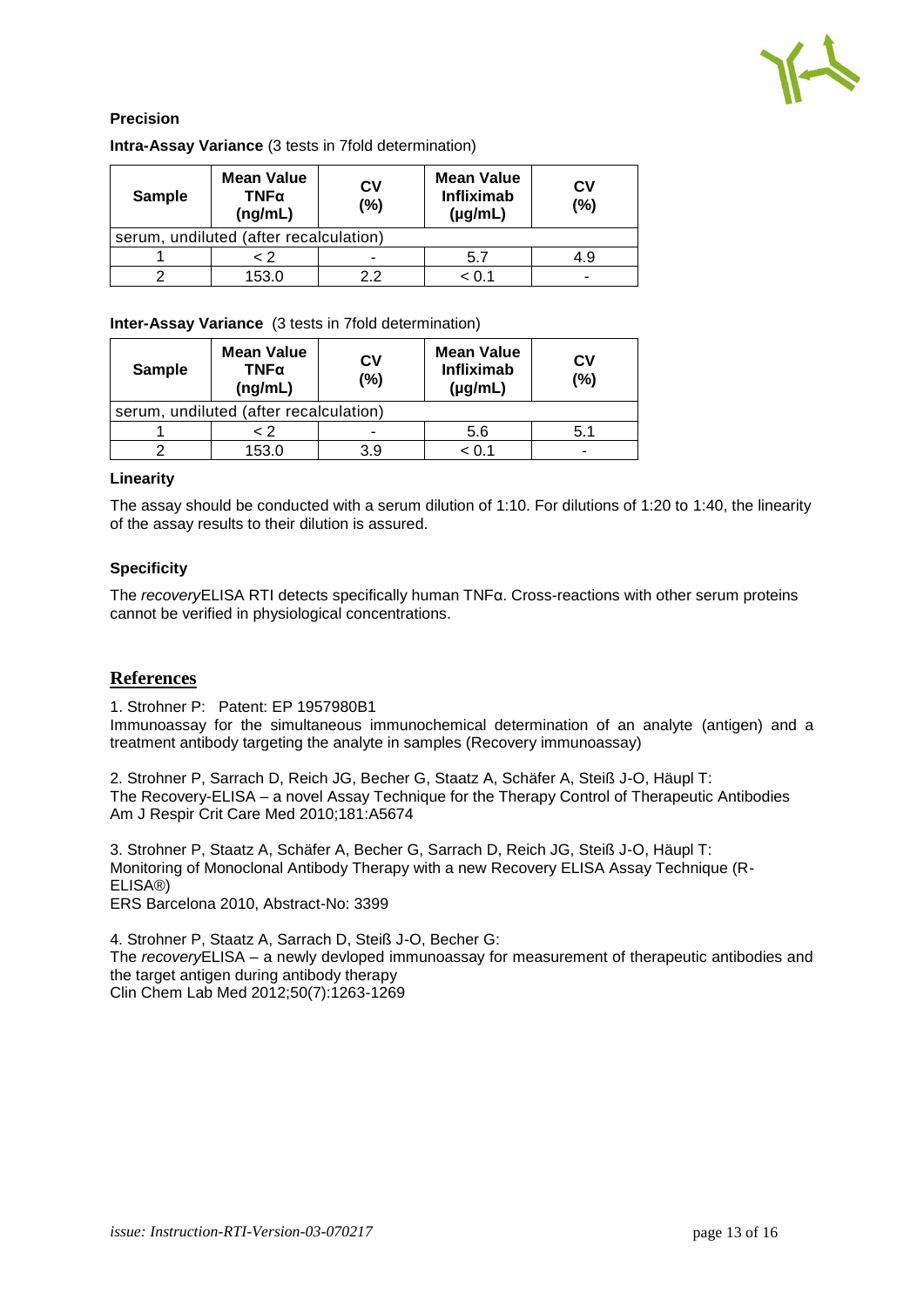**Precision**

**Intra-Assay Variance** (3 tests in 7fold determination)

| Sample | Mean Value TNFα (ng/mL) | CV (%) | Mean Value Infliximab (µg/mL) | CV (%) |
|---|---|---|---|---|
| serum, undiluted (after recalculation) | | | | |
| 1 | < 2 | - | 5.7 | 4.9 |
| 2 | 153.0 | 2.2 | < 0.1 | - |

**Inter-Assay Variance** (3 tests in 7fold determination)

| Sample | Mean Value TNFα (ng/mL) | CV (%) | Mean Value Infliximab (µg/mL) | CV (%) |
|---|---|---|---|---|
| serum, undiluted (after recalculation) | | | | |
| 1 | < 2 | - | 5.6 | 5.1 |
| 2 | 153.0 | 3.9 | < 0.1 | - |

**Linearity**

The assay should be conducted with a serum dilution of 1:10. For dilutions of 1:20 to 1:40, the linearity of the assay results to their dilution is assured.

**Specificity**

The *recovery*ELISA RTI detects specifically human TNFα. Cross-reactions with other serum proteins cannot be verified in physiological concentrations.

## References

1. Strohner P: Patent: EP 1957980B1
Immunoassay for the simultaneous immunochemical determination of an analyte (antigen) and a treatment antibody targeting the analyte in samples (Recovery immunoassay)

2. Strohner P, Sarrach D, Reich JG, Becher G, Staatz A, Schäfer A, Steiß J-O, Häupl T:
The Recovery-ELISA – a novel Assay Technique for the Therapy Control of Therapeutic Antibodies
Am J Respir Crit Care Med 2010;181:A5674

3. Strohner P, Staatz A, Schäfer A, Becher G, Sarrach D, Reich JG, Steiß J-O, Häupl T:
Monitoring of Monoclonal Antibody Therapy with a new Recovery ELISA Assay Technique (R-ELISA®)
ERS Barcelona 2010, Abstract-No: 3399

4. Strohner P, Staatz A, Sarrach D, Steiß J-O, Becher G:
The *recovery*ELISA – a newly devloped immunoassay for measurement of therapeutic antibodies and the target antigen during antibody therapy
Clin Chem Lab Med 2012;50(7):1263-1269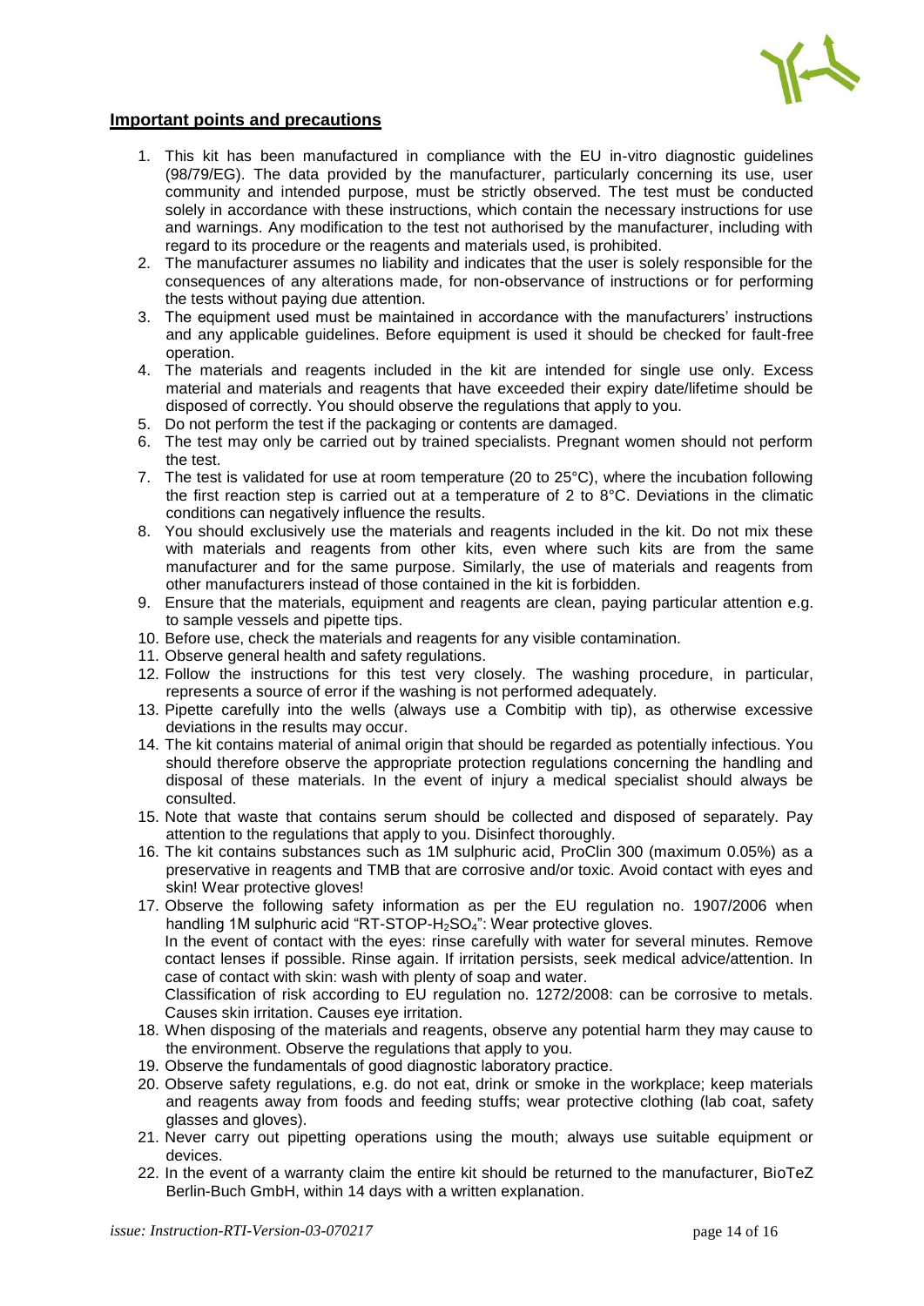## Important points and precautions

1. This kit has been manufactured in compliance with the EU in-vitro diagnostic guidelines (98/79/EG). The data provided by the manufacturer, particularly concerning its use, user community and intended purpose, must be strictly observed. The test must be conducted solely in accordance with these instructions, which contain the necessary instructions for use and warnings. Any modification to the test not authorised by the manufacturer, including with regard to its procedure or the reagents and materials used, is prohibited.
2. The manufacturer assumes no liability and indicates that the user is solely responsible for the consequences of any alterations made, for non-observance of instructions or for performing the tests without paying due attention.
3. The equipment used must be maintained in accordance with the manufacturers' instructions and any applicable guidelines. Before equipment is used it should be checked for fault-free operation.
4. The materials and reagents included in the kit are intended for single use only. Excess material and materials and reagents that have exceeded their expiry date/lifetime should be disposed of correctly. You should observe the regulations that apply to you.
5. Do not perform the test if the packaging or contents are damaged.
6. The test may only be carried out by trained specialists. Pregnant women should not perform the test.
7. The test is validated for use at room temperature (20 to 25°C), where the incubation following the first reaction step is carried out at a temperature of 2 to 8°C. Deviations in the climatic conditions can negatively influence the results.
8. You should exclusively use the materials and reagents included in the kit. Do not mix these with materials and reagents from other kits, even where such kits are from the same manufacturer and for the same purpose. Similarly, the use of materials and reagents from other manufacturers instead of those contained in the kit is forbidden.
9. Ensure that the materials, equipment and reagents are clean, paying particular attention e.g. to sample vessels and pipette tips.
10. Before use, check the materials and reagents for any visible contamination.
11. Observe general health and safety regulations.
12. Follow the instructions for this test very closely. The washing procedure, in particular, represents a source of error if the washing is not performed adequately.
13. Pipette carefully into the wells (always use a Combitip with tip), as otherwise excessive deviations in the results may occur.
14. The kit contains material of animal origin that should be regarded as potentially infectious. You should therefore observe the appropriate protection regulations concerning the handling and disposal of these materials. In the event of injury a medical specialist should always be consulted.
15. Note that waste that contains serum should be collected and disposed of separately. Pay attention to the regulations that apply to you. Disinfect thoroughly.
16. The kit contains substances such as 1M sulphuric acid, ProClin 300 (maximum 0.05%) as a preservative in reagents and TMB that are corrosive and/or toxic. Avoid contact with eyes and skin! Wear protective gloves!
17. Observe the following safety information as per the EU regulation no. 1907/2006 when handling 1M sulphuric acid "RT-STOP-$H_2SO_4$": Wear protective gloves.
    In the event of contact with the eyes: rinse carefully with water for several minutes. Remove contact lenses if possible. Rinse again. If irritation persists, seek medical advice/attention. In case of contact with skin: wash with plenty of soap and water.
    Classification of risk according to EU regulation no. 1272/2008: can be corrosive to metals. Causes skin irritation. Causes eye irritation.
18. When disposing of the materials and reagents, observe any potential harm they may cause to the environment. Observe the regulations that apply to you.
19. Observe the fundamentals of good diagnostic laboratory practice.
20. Observe safety regulations, e.g. do not eat, drink or smoke in the workplace; keep materials and reagents away from foods and feeding stuffs; wear protective clothing (lab coat, safety glasses and gloves).
21. Never carry out pipetting operations using the mouth; always use suitable equipment or devices.
22. In the event of a warranty claim the entire kit should be returned to the manufacturer, BioTeZ Berlin-Buch GmbH, within 14 days with a written explanation.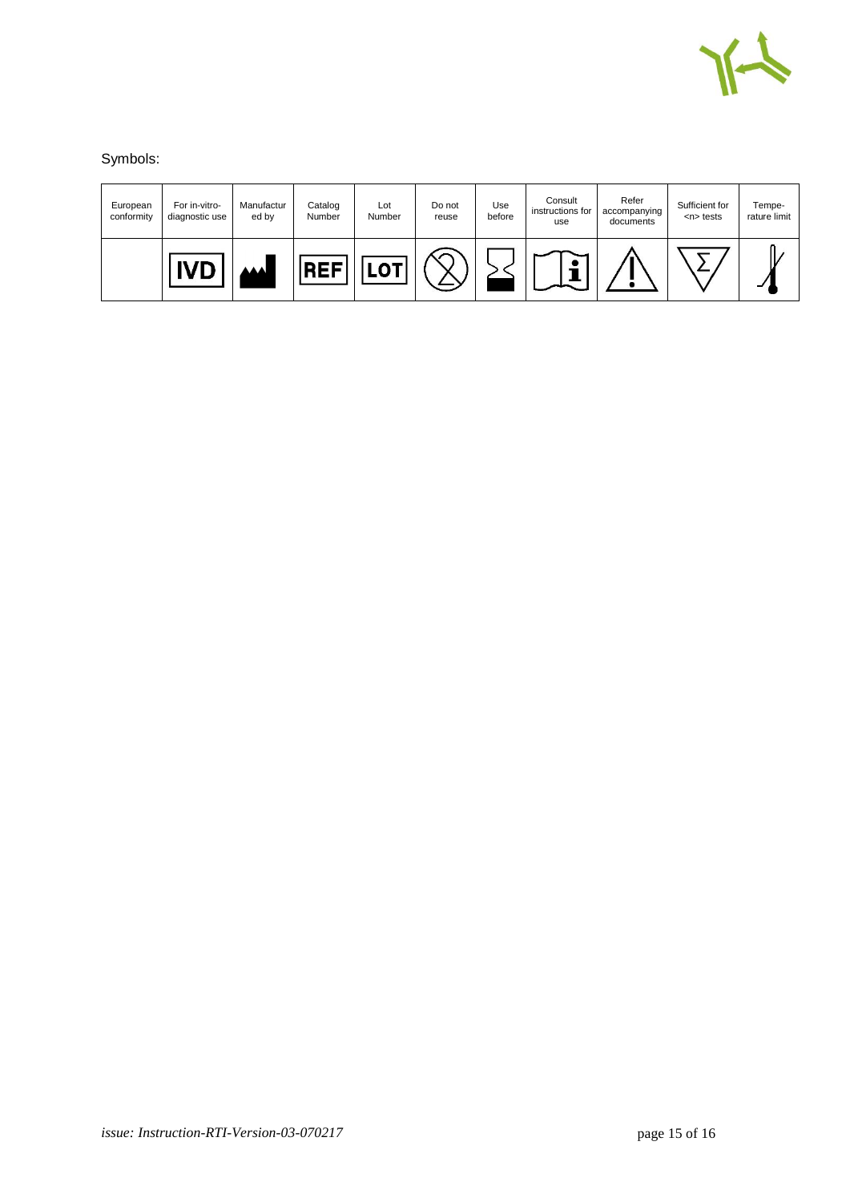Symbols:

| European conformity | For in-vitro-diagnostic use | Manufactured by | Catalog Number | Lot Number | Do not reuse | Use before | Consult instructions for use | Refer accompanying documents | Sufficient for <n> tests | Tempe-rature limit |
|---|---|---|---|---|---|---|---|---|---|---|
| | IVD | | REF | LOT | | | | | | |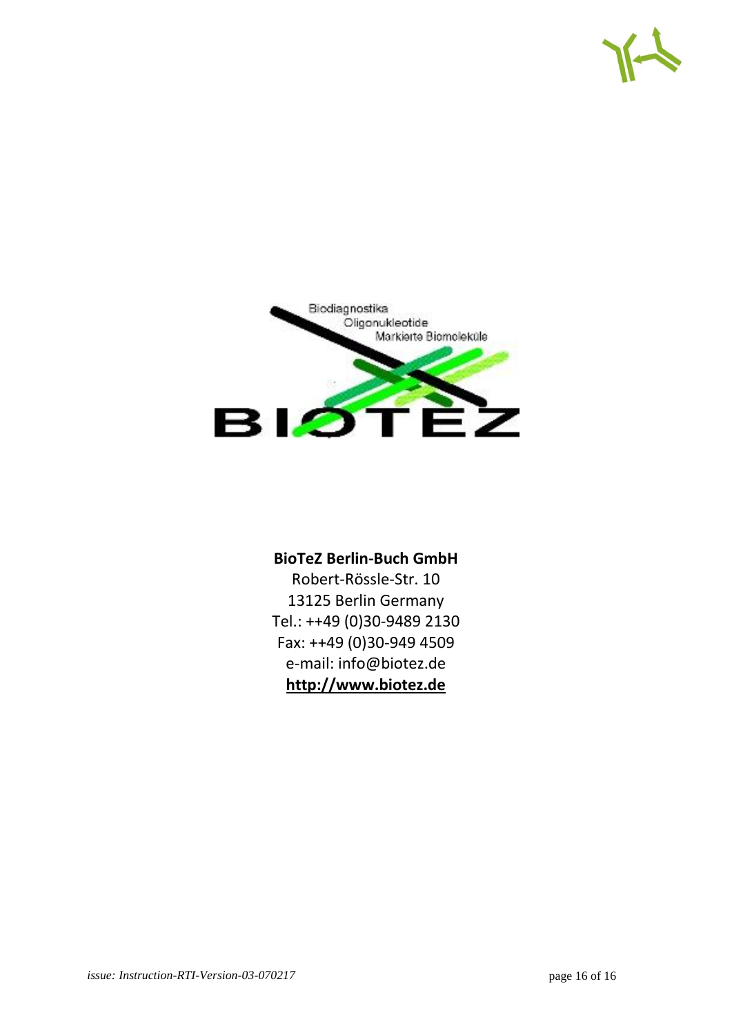Biodiagnostika
Oligonukleotide
Markierte Biomoleküle

BIOTEZ

**BioTeZ Berlin-Buch GmbH**
Robert-Rössle-Str. 10
13125 Berlin Germany
Tel.: ++49 (0)30-9489 2130
Fax: ++49 (0)30-949 4509
e-mail: info@biotez.de
**http://www.biotez.de**

*issue: Instruction-RTI-Version-03-070217*